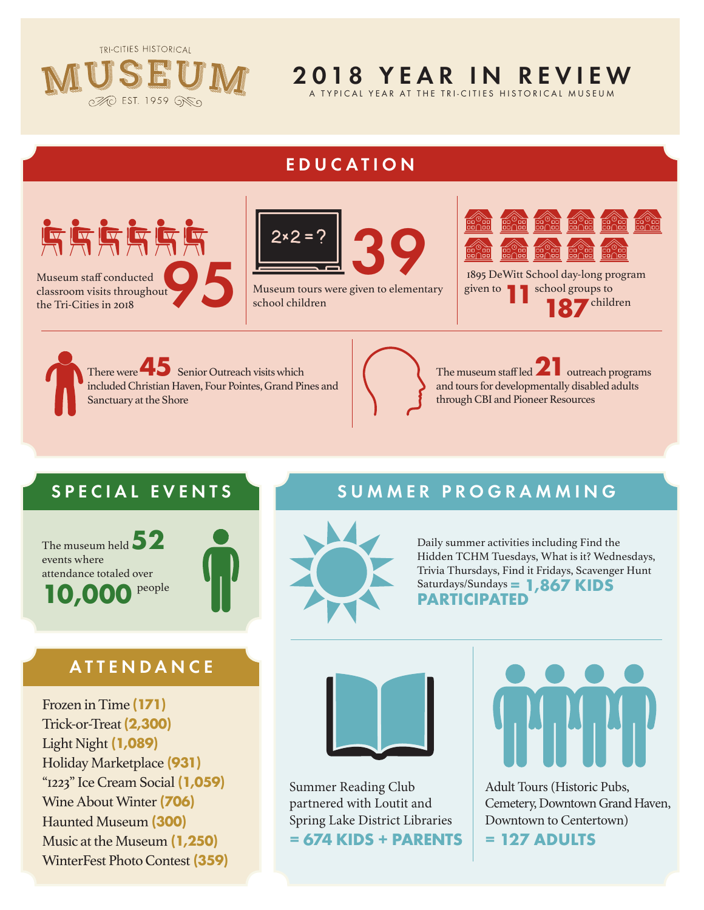TRI-CITIES HISTORICAL

# MUSEUM

EST. 1959

# 2018 YEAR IN REVIEW

A TYPICAL YEAR AT THE TRI-CITIES HISTORICAL MUSEUM

## EDUCATION

Museum staff conducted classroom visits throughout the Tri-Cities in 2018 **95**

2×2=?

**39** Museum tours were given to elementary school children

1895 DeWitt School day-long program given to **11** school groups to **187** children

There were **45** Senior Outreach visits which included Christian Haven, Four Pointes, Grand Pines and Sanctuary at the Shore

The museum staff led **21** outreach programs and tours for developmentally disabled adults through CBI and Pioneer Resources

## SPECIAL EVENTS

The museum held **52** events where attendance totaled over **10,000** people

## SUMMER PROGRAMMING

Daily summer activities including Find the Hidden TCHM Tuesdays, What is it? Wednesdays, Trivia Thursdays, Find it Fridays, Scavenger Hunt Saturdays/Sundays **= 1,867 KIDS PARTICIPATED**

Summer Reading Club partnered with Loutit and Spring Lake District Libraries **= 674 KIDS + PARENTS**

Adult Tours (Historic Pubs, Cemetery, Downtown Grand Haven, Downtown to Centertown) **= 127 ADULTS**

## ATTENDANCE

- Frozen in Time **(171)**
- Trick-or-Treat **(2,300)**
- Light Night **(1,089)**
- Holiday Marketplace **(931)**
- "1223" Ice Cream Social **(1,059)**
- Wine About Winter **(706)**
- Haunted Museum **(300)**
- Music at the Museum **(1,250)**
- WinterFest Photo Contest **(359)**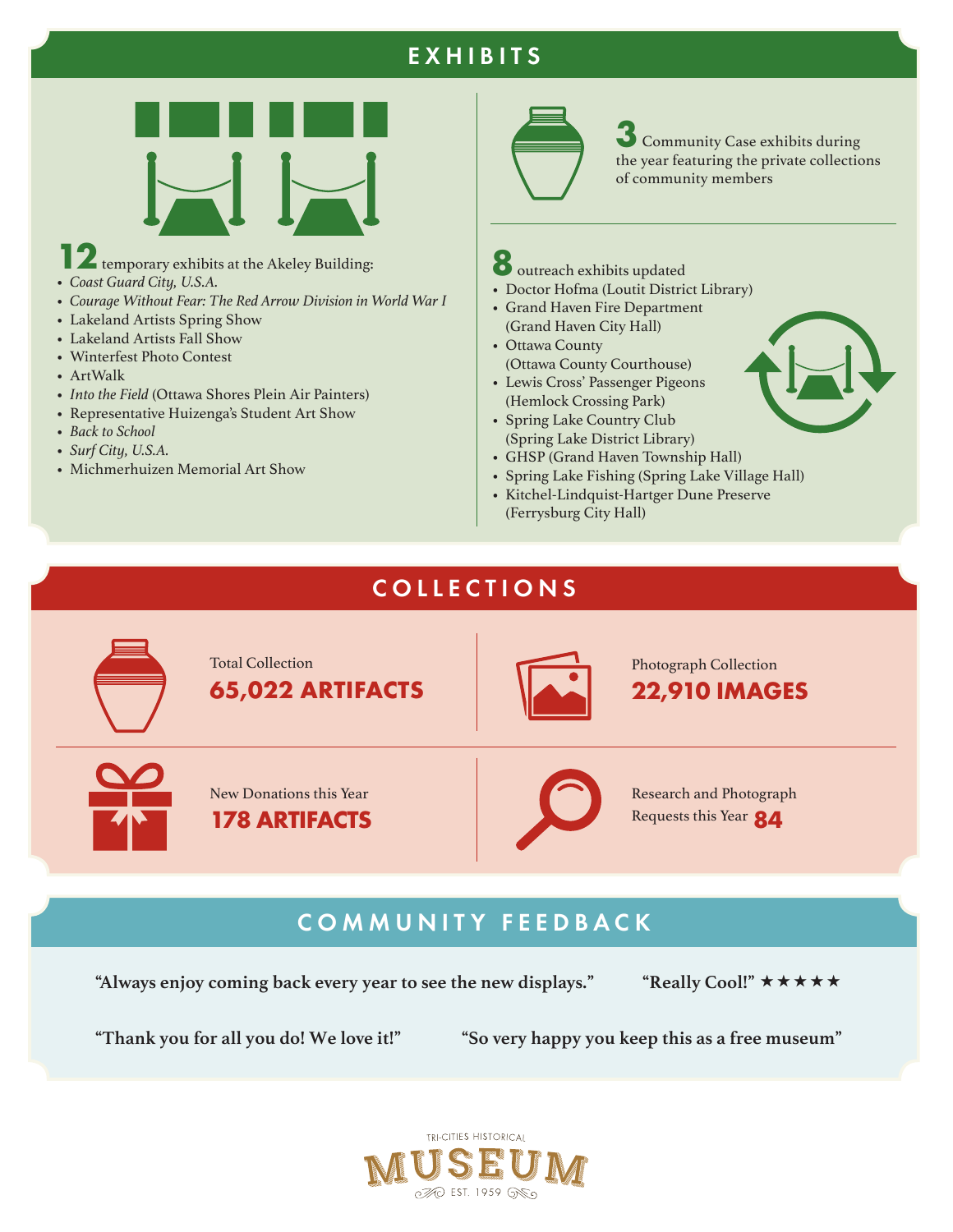## EXHIBITS

**12** temporary exhibits at the Akeley Building:

- *Coast Guard City, U.S.A.*
- *Courage Without Fear: The Red Arrow Division in World War I*
- Lakeland Artists Spring Show
- Lakeland Artists Fall Show
- Winterfest Photo Contest
- ArtWalk
- *Into the Field* (Ottawa Shores Plein Air Painters)
- Representative Huizenga's Student Art Show
- *Back to School*
- *Surf City, U.S.A.*
- Michmerhuizen Memorial Art Show

**3** Community Case exhibits during the year featuring the private collections of community members

**8** outreach exhibits updated

- Doctor Hofma (Loutit District Library)
- Grand Haven Fire Department (Grand Haven City Hall)
- Ottawa County (Ottawa County Courthouse)
- Lewis Cross' Passenger Pigeons (Hemlock Crossing Park)
- Spring Lake Country Club (Spring Lake District Library)
- GHSP (Grand Haven Township Hall)
- Spring Lake Fishing (Spring Lake Village Hall)
- Kitchel-Lindquist-Hartger Dune Preserve (Ferrysburg City Hall)

## COLLECTIONS

Total Collection
**65,022 ARTIFACTS**

Photograph Collection
**22,910 IMAGES**

New Donations this Year
**178 ARTIFACTS**

Research and Photograph Requests this Year **84**

## COMMUNITY FEEDBACK

**"Always enjoy coming back every year to see the new displays."**

**"Really Cool!"** ★★★★★

**"Thank you for all you do! We love it!"**

**"So very happy you keep this as a free museum"**

TRI-CITIES HISTORICAL MUSEUM EST. 1959